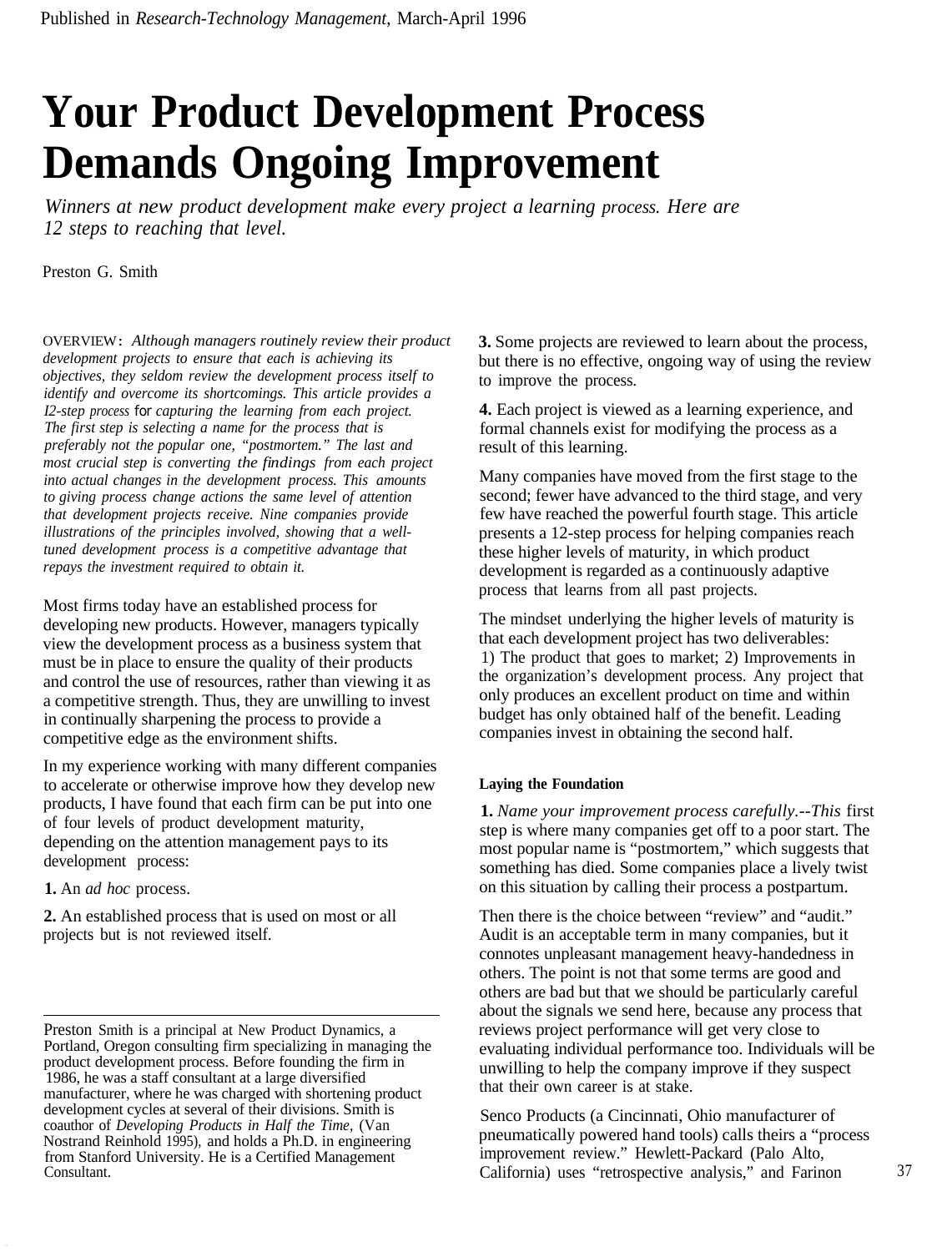Published in *Research-Technology Management*, March-April 1996

# Your Product Development Process Demands Ongoing Improvement

*Winners at new product development make every project a learning process. Here are 12 steps to reaching that level.*

Preston G. Smith

OVERVIEW: *Although managers routinely review their product development projects to ensure that each is achieving its objectives, they seldom review the development process itself to identify and overcome its shortcomings. This article provides a I2-step process for capturing the learning from each project. The first step is selecting a name for the process that is preferably not the popular one, "postmortem." The last and most crucial step is converting the findings from each project into actual changes in the development process. This amounts to giving process change actions the same level of attention that development projects receive. Nine companies provide illustrations of the principles involved, showing that a well-tuned development process is a competitive advantage that repays the investment required to obtain it.*

Most firms today have an established process for developing new products. However, managers typically view the development process as a business system that must be in place to ensure the quality of their products and control the use of resources, rather than viewing it as a competitive strength. Thus, they are unwilling to invest in continually sharpening the process to provide a competitive edge as the environment shifts.

In my experience working with many different companies to accelerate or otherwise improve how they develop new products, I have found that each firm can be put into one of four levels of product development maturity, depending on the attention management pays to its development process:

**1.** An *ad hoc* process.

**2.** An established process that is used on most or all projects but is not reviewed itself.

**3.** Some projects are reviewed to learn about the process, but there is no effective, ongoing way of using the review to improve the process.

**4.** Each project is viewed as a learning experience, and formal channels exist for modifying the process as a result of this learning.

Many companies have moved from the first stage to the second; fewer have advanced to the third stage, and very few have reached the powerful fourth stage. This article presents a 12-step process for helping companies reach these higher levels of maturity, in which product development is regarded as a continuously adaptive process that learns from all past projects.

The mindset underlying the higher levels of maturity is that each development project has two deliverables: 1) The product that goes to market; 2) Improvements in the organization's development process. Any project that only produces an excellent product on time and within budget has only obtained half of the benefit. Leading companies invest in obtaining the second half.

### Laying the Foundation

**1.** *Name your improvement process carefully.--This* first step is where many companies get off to a poor start. The most popular name is "postmortem," which suggests that something has died. Some companies place a lively twist on this situation by calling their process a postpartum.

Then there is the choice between "review" and "audit." Audit is an acceptable term in many companies, but it connotes unpleasant management heavy-handedness in others. The point is not that some terms are good and others are bad but that we should be particularly careful about the signals we send here, because any process that reviews project performance will get very close to evaluating individual performance too. Individuals will be unwilling to help the company improve if they suspect that their own career is at stake.

Senco Products (a Cincinnati, Ohio manufacturer of pneumatically powered hand tools) calls theirs a "process improvement review." Hewlett-Packard (Palo Alto, California) uses "retrospective analysis," and Farinon

---

Preston Smith is a principal at New Product Dynamics, a Portland, Oregon consulting firm specializing in managing the product development process. Before founding the firm in 1986, he was a staff consultant at a large diversified manufacturer, where he was charged with shortening product development cycles at several of their divisions. Smith is coauthor of *Developing Products in Half the Time*, (Van Nostrand Reinhold 1995), and holds a Ph.D. in engineering from Stanford University. He is a Certified Management Consultant.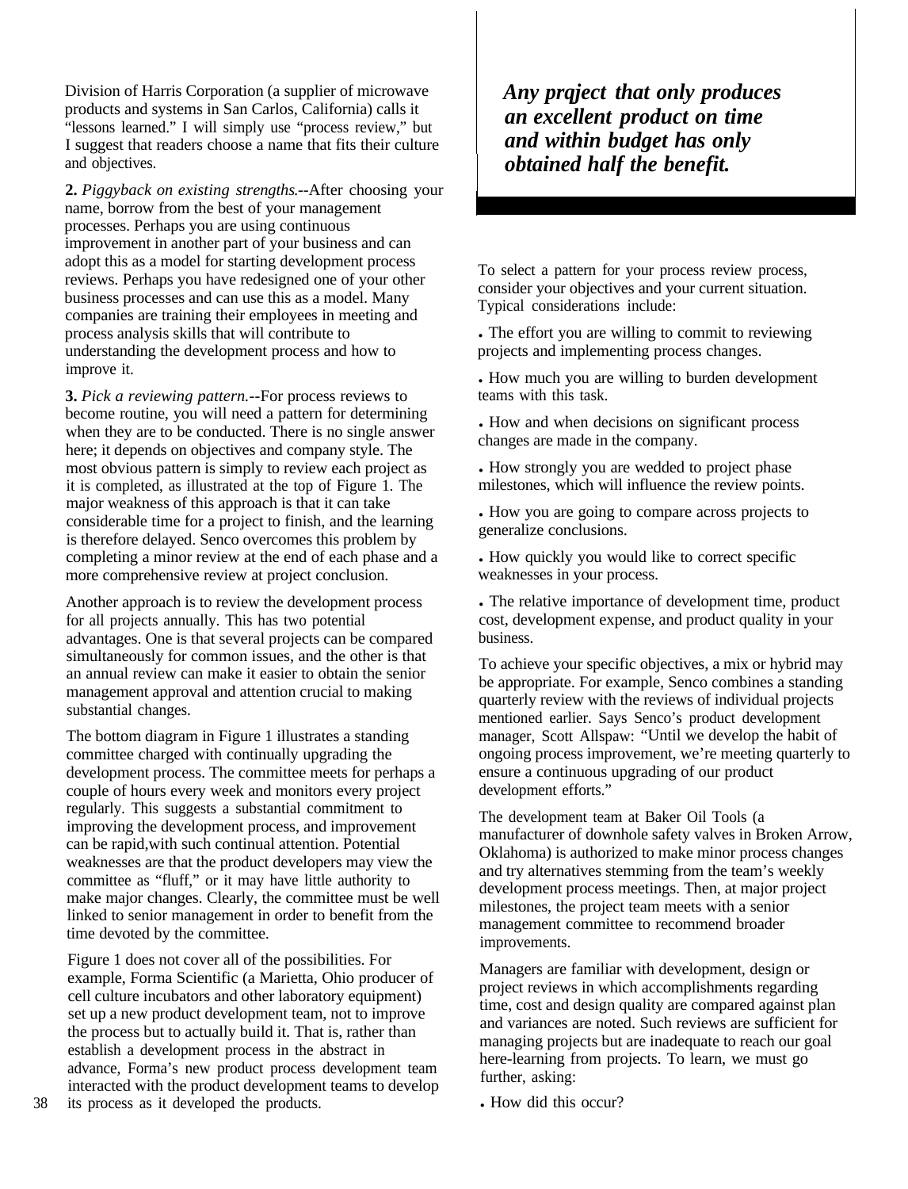Division of Harris Corporation (a supplier of microwave products and systems in San Carlos, California) calls it "lessons learned." I will simply use "process review," but I suggest that readers choose a name that fits their culture and objectives.

**2.** *Piggyback on existing strengths.*--After choosing your name, borrow from the best of your management processes. Perhaps you are using continuous improvement in another part of your business and can adopt this as a model for starting development process reviews. Perhaps you have redesigned one of your other business processes and can use this as a model. Many companies are training their employees in meeting and process analysis skills that will contribute to understanding the development process and how to improve it.

**3.** *Pick a reviewing pattern.*--For process reviews to become routine, you will need a pattern for determining when they are to be conducted. There is no single answer here; it depends on objectives and company style. The most obvious pattern is simply to review each project as it is completed, as illustrated at the top of Figure 1. The major weakness of this approach is that it can take considerable time for a project to finish, and the learning is therefore delayed. Senco overcomes this problem by completing a minor review at the end of each phase and a more comprehensive review at project conclusion.

Another approach is to review the development process for all projects annually. This has two potential advantages. One is that several projects can be compared simultaneously for common issues, and the other is that an annual review can make it easier to obtain the senior management approval and attention crucial to making substantial changes.

The bottom diagram in Figure 1 illustrates a standing committee charged with continually upgrading the development process. The committee meets for perhaps a couple of hours every week and monitors every project regularly. This suggests a substantial commitment to improving the development process, and improvement can be rapid, with such continual attention. Potential weaknesses are that the product developers may view the committee as "fluff," or it may have little authority to make major changes. Clearly, the committee must be well linked to senior management in order to benefit from the time devoted by the committee.

Figure 1 does not cover all of the possibilities. For example, Forma Scientific (a Marietta, Ohio producer of cell culture incubators and other laboratory equipment) set up a new product development team, not to improve the process but to actually build it. That is, rather than establish a development process in the abstract in advance, Forma's new product process development team interacted with the product development teams to develop its process as it developed the products.

***Any prqject that only produces an excellent product on time and within budget has only obtained half the benefit.***

To select a pattern for your process review process, consider your objectives and your current situation. Typical considerations include:

- The effort you are willing to commit to reviewing projects and implementing process changes.
- How much you are willing to burden development teams with this task.
- How and when decisions on significant process changes are made in the company.
- How strongly you are wedded to project phase milestones, which will influence the review points.
- How you are going to compare across projects to generalize conclusions.
- How quickly you would like to correct specific weaknesses in your process.
- The relative importance of development time, product cost, development expense, and product quality in your business.

To achieve your specific objectives, a mix or hybrid may be appropriate. For example, Senco combines a standing quarterly review with the reviews of individual projects mentioned earlier. Says Senco's product development manager, Scott Allspaw: "Until we develop the habit of ongoing process improvement, we're meeting quarterly to ensure a continuous upgrading of our product development efforts."

The development team at Baker Oil Tools (a manufacturer of downhole safety valves in Broken Arrow, Oklahoma) is authorized to make minor process changes and try alternatives stemming from the team's weekly development process meetings. Then, at major project milestones, the project team meets with a senior management committee to recommend broader improvements.

Managers are familiar with development, design or project reviews in which accomplishments regarding time, cost and design quality are compared against plan and variances are noted. Such reviews are sufficient for managing projects but are inadequate to reach our goal here-learning from projects. To learn, we must go further, asking:

- How did this occur?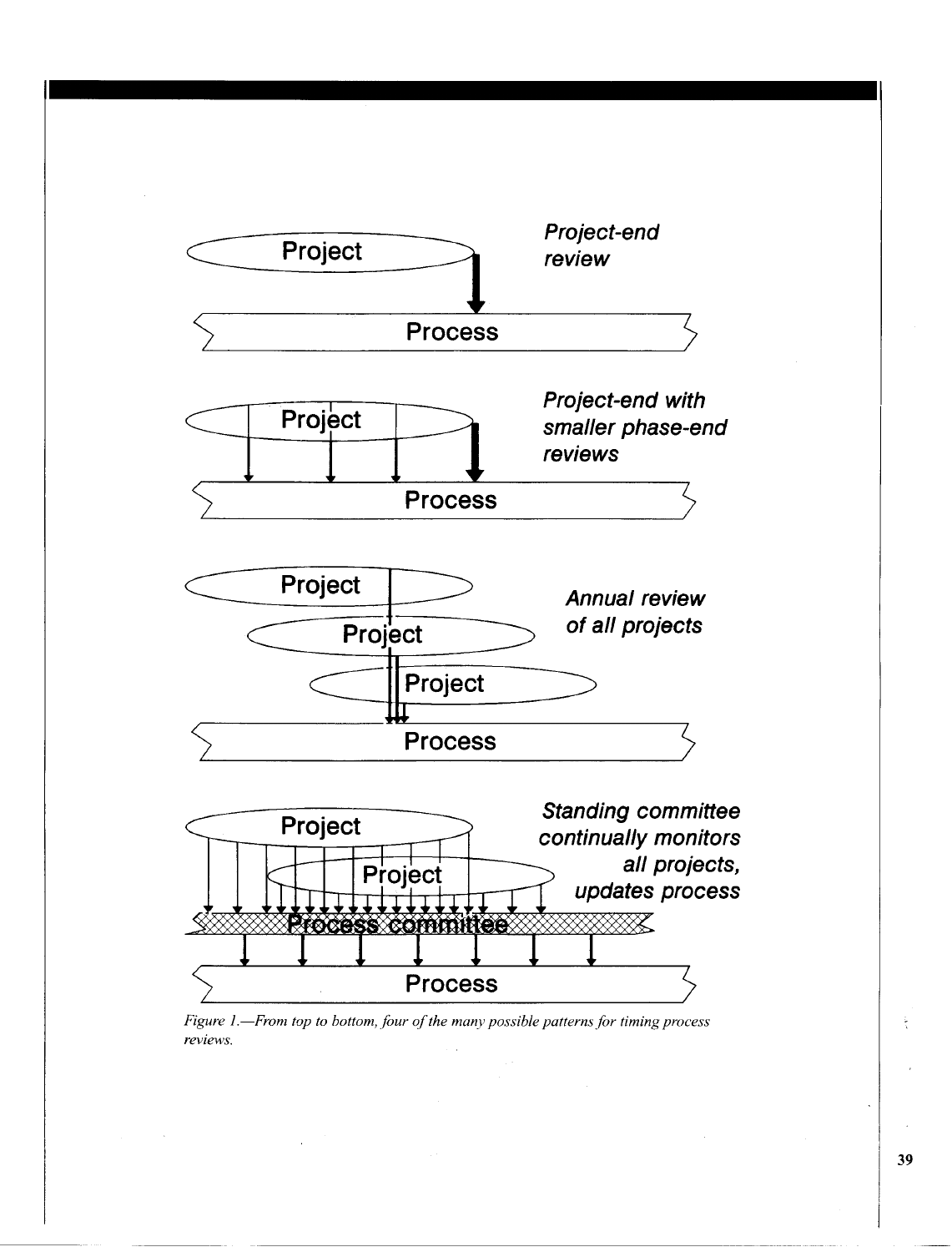Figure 1.—From top to bottom, four of the many possible patterns for timing process reviews.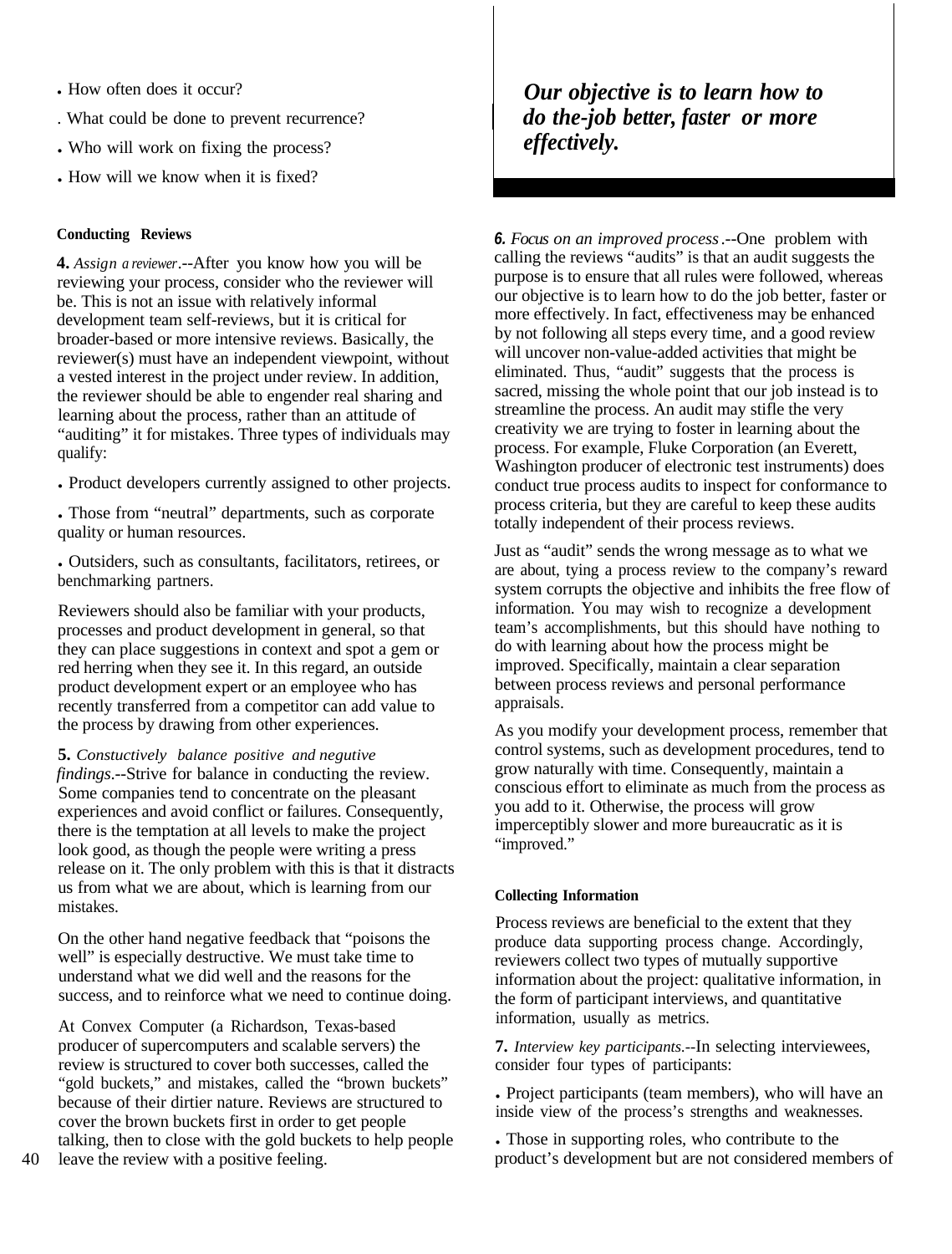- How often does it occur?
- What could be done to prevent recurrence?
- Who will work on fixing the process?
- How will we know when it is fixed?

### Conducting Reviews

**4.** *Assign a reviewer*.--After you know how you will be reviewing your process, consider who the reviewer will be. This is not an issue with relatively informal development team self-reviews, but it is critical for broader-based or more intensive reviews. Basically, the reviewer(s) must have an independent viewpoint, without a vested interest in the project under review. In addition, the reviewer should be able to engender real sharing and learning about the process, rather than an attitude of "auditing" it for mistakes. Three types of individuals may qualify:

- Product developers currently assigned to other projects.
- Those from "neutral" departments, such as corporate quality or human resources.
- Outsiders, such as consultants, facilitators, retirees, or benchmarking partners.

Reviewers should also be familiar with your products, processes and product development in general, so that they can place suggestions in context and spot a gem or red herring when they see it. In this regard, an outside product development expert or an employee who has recently transferred from a competitor can add value to the process by drawing from other experiences.

**5.** *Constuctively balance positive and negutive findings*.--Strive for balance in conducting the review. Some companies tend to concentrate on the pleasant experiences and avoid conflict or failures. Consequently, there is the temptation at all levels to make the project look good, as though the people were writing a press release on it. The only problem with this is that it distracts us from what we are about, which is learning from our mistakes.

On the other hand negative feedback that "poisons the well" is especially destructive. We must take time to understand what we did well and the reasons for the success, and to reinforce what we need to continue doing.

At Convex Computer (a Richardson, Texas-based producer of supercomputers and scalable servers) the review is structured to cover both successes, called the "gold buckets," and mistakes, called the "brown buckets" because of their dirtier nature. Reviews are structured to cover the brown buckets first in order to get people talking, then to close with the gold buckets to help people leave the review with a positive feeling.

> ***Our objective is to learn how to do the-job better, faster or more effectively.***

***6.*** *Focus on an improved process*.--One problem with calling the reviews "audits" is that an audit suggests the purpose is to ensure that all rules were followed, whereas our objective is to learn how to do the job better, faster or more effectively. In fact, effectiveness may be enhanced by not following all steps every time, and a good review will uncover non-value-added activities that might be eliminated. Thus, "audit" suggests that the process is sacred, missing the whole point that our job instead is to streamline the process. An audit may stifle the very creativity we are trying to foster in learning about the process. For example, Fluke Corporation (an Everett, Washington producer of electronic test instruments) does conduct true process audits to inspect for conformance to process criteria, but they are careful to keep these audits totally independent of their process reviews.

Just as "audit" sends the wrong message as to what we are about, tying a process review to the company's reward system corrupts the objective and inhibits the free flow of information. You may wish to recognize a development team's accomplishments, but this should have nothing to do with learning about how the process might be improved. Specifically, maintain a clear separation between process reviews and personal performance appraisals.

As you modify your development process, remember that control systems, such as development procedures, tend to grow naturally with time. Consequently, maintain a conscious effort to eliminate as much from the process as you add to it. Otherwise, the process will grow imperceptibly slower and more bureaucratic as it is "improved."

### Collecting Information

Process reviews are beneficial to the extent that they produce data supporting process change. Accordingly, reviewers collect two types of mutually supportive information about the project: qualitative information, in the form of participant interviews, and quantitative information, usually as metrics.

**7.** *Interview key participants.*--In selecting interviewees, consider four types of participants:

- Project participants (team members), who will have an inside view of the process's strengths and weaknesses.
- Those in supporting roles, who contribute to the product's development but are not considered members of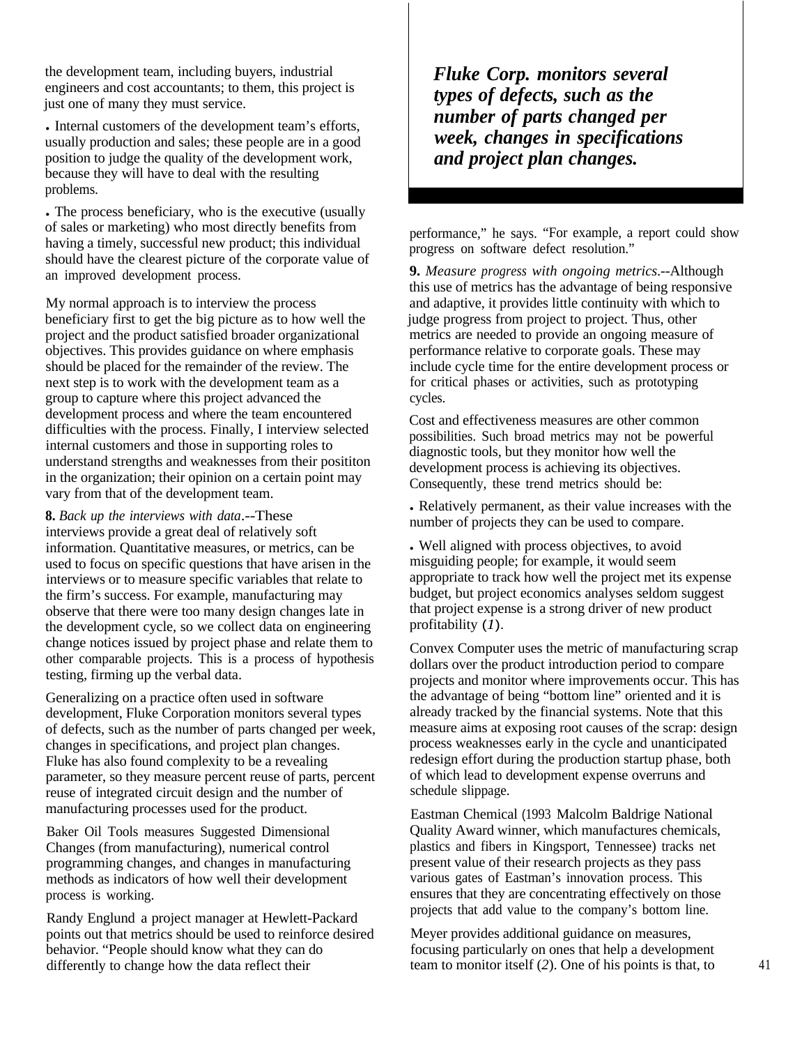the development team, including buyers, industrial engineers and cost accountants; to them, this project is just one of many they must service.

- Internal customers of the development team's efforts, usually production and sales; these people are in a good position to judge the quality of the development work, because they will have to deal with the resulting problems.
- The process beneficiary, who is the executive (usually of sales or marketing) who most directly benefits from having a timely, successful new product; this individual should have the clearest picture of the corporate value of an improved development process.

My normal approach is to interview the process beneficiary first to get the big picture as to how well the project and the product satisfied broader organizational objectives. This provides guidance on where emphasis should be placed for the remainder of the review. The next step is to work with the development team as a group to capture where this project advanced the development process and where the team encountered difficulties with the process. Finally, I interview selected internal customers and those in supporting roles to understand strengths and weaknesses from their posititon in the organization; their opinion on a certain point may vary from that of the development team.

**8.** *Back up the interviews with data*.--These interviews provide a great deal of relatively soft information. Quantitative measures, or metrics, can be used to focus on specific questions that have arisen in the interviews or to measure specific variables that relate to the firm's success. For example, manufacturing may observe that there were too many design changes late in the development cycle, so we collect data on engineering change notices issued by project phase and relate them to other comparable projects. This is a process of hypothesis testing, firming up the verbal data.

Generalizing on a practice often used in software development, Fluke Corporation monitors several types of defects, such as the number of parts changed per week, changes in specifications, and project plan changes. Fluke has also found complexity to be a revealing parameter, so they measure percent reuse of parts, percent reuse of integrated circuit design and the number of manufacturing processes used for the product.

Baker Oil Tools measures Suggested Dimensional Changes (from manufacturing), numerical control programming changes, and changes in manufacturing methods as indicators of how well their development process is working.

Randy Englund a project manager at Hewlett-Packard points out that metrics should be used to reinforce desired behavior. "People should know what they can do differently to change how the data reflect their performance," he says. "For example, a report could show progress on software defect resolution."

***Fluke Corp. monitors several types of defects, such as the number of parts changed per week, changes in specifications and project plan changes.***

**9.** *Measure progress with ongoing metrics*.--Although this use of metrics has the advantage of being responsive and adaptive, it provides little continuity with which to judge progress from project to project. Thus, other metrics are needed to provide an ongoing measure of performance relative to corporate goals. These may include cycle time for the entire development process or for critical phases or activities, such as prototyping cycles.

Cost and effectiveness measures are other common possibilities. Such broad metrics may not be powerful diagnostic tools, but they monitor how well the development process is achieving its objectives. Consequently, these trend metrics should be:

- Relatively permanent, as their value increases with the number of projects they can be used to compare.
- Well aligned with process objectives, to avoid misguiding people; for example, it would seem appropriate to track how well the project met its expense budget, but project economics analyses seldom suggest that project expense is a strong driver of new product profitability (*1*).

Convex Computer uses the metric of manufacturing scrap dollars over the product introduction period to compare projects and monitor where improvements occur. This has the advantage of being "bottom line" oriented and it is already tracked by the financial systems. Note that this measure aims at exposing root causes of the scrap: design process weaknesses early in the cycle and unanticipated redesign effort during the production startup phase, both of which lead to development expense overruns and schedule slippage.

Eastman Chemical (1993 Malcolm Baldrige National Quality Award winner, which manufactures chemicals, plastics and fibers in Kingsport, Tennessee) tracks net present value of their research projects as they pass various gates of Eastman's innovation process. This ensures that they are concentrating effectively on those projects that add value to the company's bottom line.

Meyer provides additional guidance on measures, focusing particularly on ones that help a development team to monitor itself (*2*). One of his points is that, to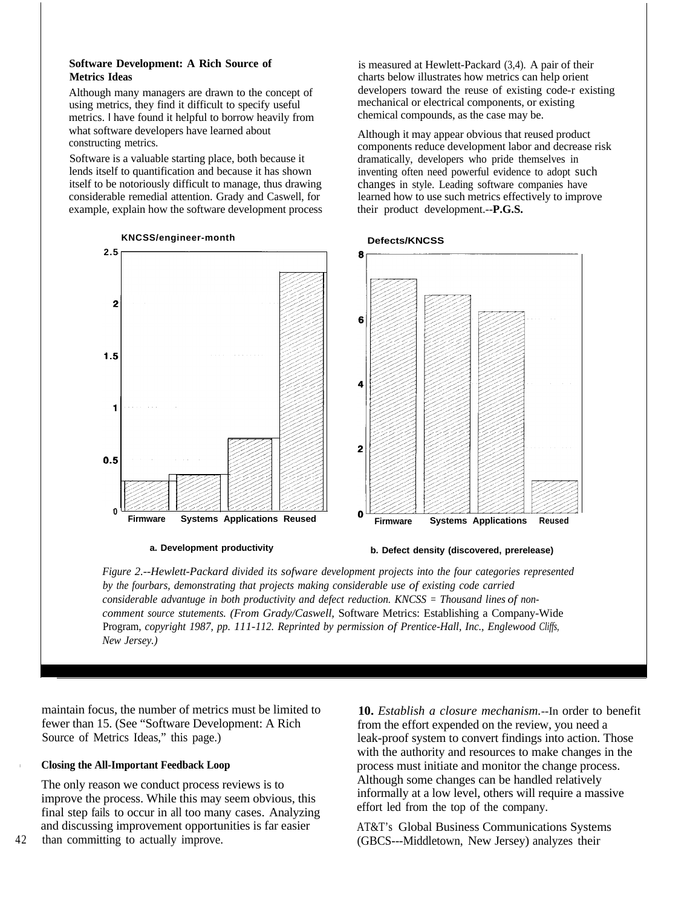### Software Development: A Rich Source of Metrics Ideas

Although many managers are drawn to the concept of using metrics, they find it difficult to specify useful metrics. I have found it helpful to borrow heavily from what software developers have learned about constructing metrics.

Software is a valuable starting place, both because it lends itself to quantification and because it has shown itself to be notoriously difficult to manage, thus drawing considerable remedial attention. Grady and Caswell, for example, explain how the software development process is measured at Hewlett-Packard (3,4). A pair of their charts below illustrates how metrics can help orient developers toward the reuse of existing code-r existing mechanical or electrical components, or existing chemical compounds, as the case may be.

Although it may appear obvious that reused product components reduce development labor and decrease risk dramatically, developers who pride themselves in inventing often need powerful evidence to adopt such changes in style. Leading software companies have learned how to use such metrics effectively to improve their product development.--**P.G.S.**

KNCSS/engineer-month

Firmware Systems Applications Reused

a. Development productivity

Defects/KNCSS

Firmware Systems Applications Reused

b. Defect density (discovered, prerelease)

*Figure 2.--Hewlett-Packard divided its sofware development projects into the four categories represented by the fourbars, demonstrating that projects making considerable use of existing code carried considerable advantuge in both productivity and defect reduction. KNCSS = Thousand lines of non-comment source stutements. (From Grady/Caswell,* Software Metrics: Establishing a Company-Wide Program, *copyright 1987, pp. 111-112. Reprinted by permission of Prentice-Hall, Inc., Englewood Cliffs, New Jersey.)*

maintain focus, the number of metrics must be limited to fewer than 15. (See "Software Development: A Rich Source of Metrics Ideas," this page.)

### Closing the All-Important Feedback Loop

The only reason we conduct process reviews is to improve the process. While this may seem obvious, this final step fails to occur in all too many cases. Analyzing and discussing improvement opportunities is far easier than committing to actually improve.

**10.** *Establish a closure mechanism.*--In order to benefit from the effort expended on the review, you need a leak-proof system to convert findings into action. Those with the authority and resources to make changes in the process must initiate and monitor the change process. Although some changes can be handled relatively informally at a low level, others will require a massive effort led from the top of the company.

AT&T's Global Business Communications Systems (GBCS---Middletown, New Jersey) analyzes their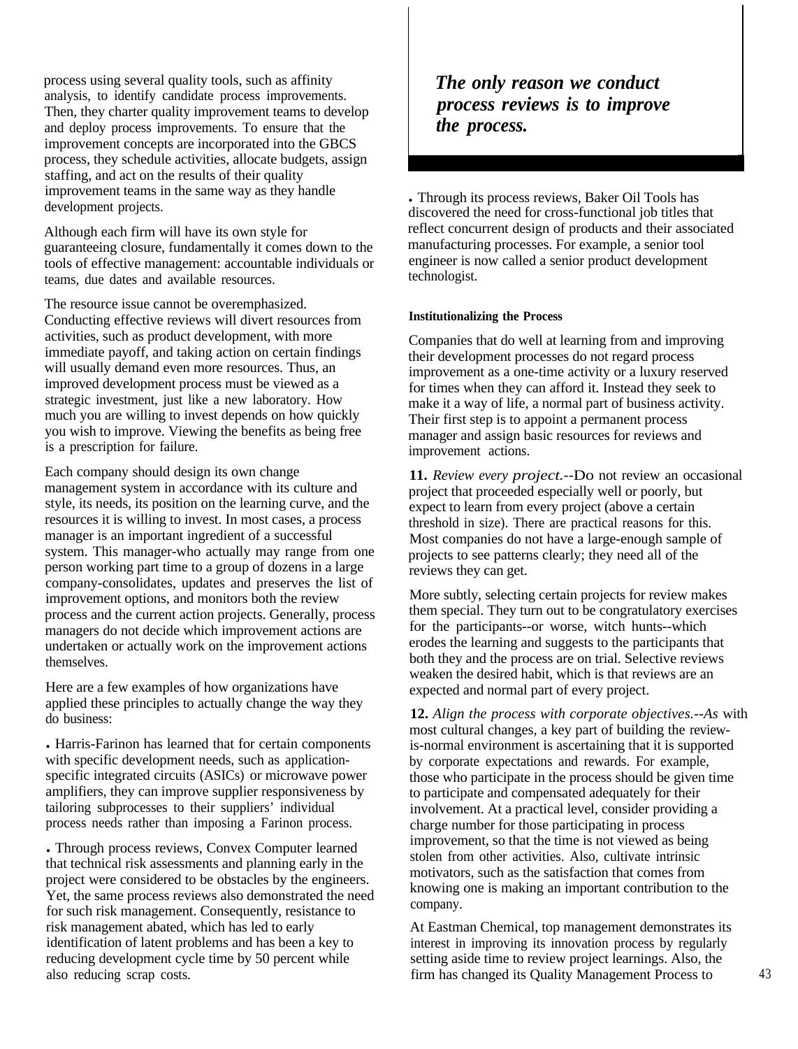process using several quality tools, such as affinity analysis, to identify candidate process improvements. Then, they charter quality improvement teams to develop and deploy process improvements. To ensure that the improvement concepts are incorporated into the GBCS process, they schedule activities, allocate budgets, assign staffing, and act on the results of their quality improvement teams in the same way as they handle development projects.

Although each firm will have its own style for guaranteeing closure, fundamentally it comes down to the tools of effective management: accountable individuals or teams, due dates and available resources.

The resource issue cannot be overemphasized. Conducting effective reviews will divert resources from activities, such as product development, with more immediate payoff, and taking action on certain findings will usually demand even more resources. Thus, an improved development process must be viewed as a strategic investment, just like a new laboratory. How much you are willing to invest depends on how quickly you wish to improve. Viewing the benefits as being free is a prescription for failure.

Each company should design its own change management system in accordance with its culture and style, its needs, its position on the learning curve, and the resources it is willing to invest. In most cases, a process manager is an important ingredient of a successful system. This manager-who actually may range from one person working part time to a group of dozens in a large company-consolidates, updates and preserves the list of improvement options, and monitors both the review process and the current action projects. Generally, process managers do not decide which improvement actions are undertaken or actually work on the improvement actions themselves.

Here are a few examples of how organizations have applied these principles to actually change the way they do business:

- Harris-Farinon has learned that for certain components with specific development needs, such as application-specific integrated circuits (ASICs) or microwave power amplifiers, they can improve supplier responsiveness by tailoring subprocesses to their suppliers' individual process needs rather than imposing a Farinon process.
- Through process reviews, Convex Computer learned that technical risk assessments and planning early in the project were considered to be obstacles by the engineers. Yet, the same process reviews also demonstrated the need for such risk management. Consequently, resistance to risk management abated, which has led to early identification of latent problems and has been a key to reducing development cycle time by 50 percent while also reducing scrap costs.

***The only reason we conduct process reviews is to improve the process.***

- Through its process reviews, Baker Oil Tools has discovered the need for cross-functional job titles that reflect concurrent design of products and their associated manufacturing processes. For example, a senior tool engineer is now called a senior product development technologist.

#### Institutionalizing the Process

Companies that do well at learning from and improving their development processes do not regard process improvement as a one-time activity or a luxury reserved for times when they can afford it. Instead they seek to make it a way of life, a normal part of business activity. Their first step is to appoint a permanent process manager and assign basic resources for reviews and improvement actions.

**11.** *Review every project.*--Do not review an occasional project that proceeded especially well or poorly, but expect to learn from every project (above a certain threshold in size). There are practical reasons for this. Most companies do not have a large-enough sample of projects to see patterns clearly; they need all of the reviews they can get.

More subtly, selecting certain projects for review makes them special. They turn out to be congratulatory exercises for the participants--or worse, witch hunts--which erodes the learning and suggests to the participants that both they and the process are on trial. Selective reviews weaken the desired habit, which is that reviews are an expected and normal part of every project.

**12.** *Align the process with corporate objectives.*--As with most cultural changes, a key part of building the review-is-normal environment is ascertaining that it is supported by corporate expectations and rewards. For example, those who participate in the process should be given time to participate and compensated adequately for their involvement. At a practical level, consider providing a charge number for those participating in process improvement, so that the time is not viewed as being stolen from other activities. Also, cultivate intrinsic motivators, such as the satisfaction that comes from knowing one is making an important contribution to the company.

At Eastman Chemical, top management demonstrates its interest in improving its innovation process by regularly setting aside time to review project learnings. Also, the firm has changed its Quality Management Process to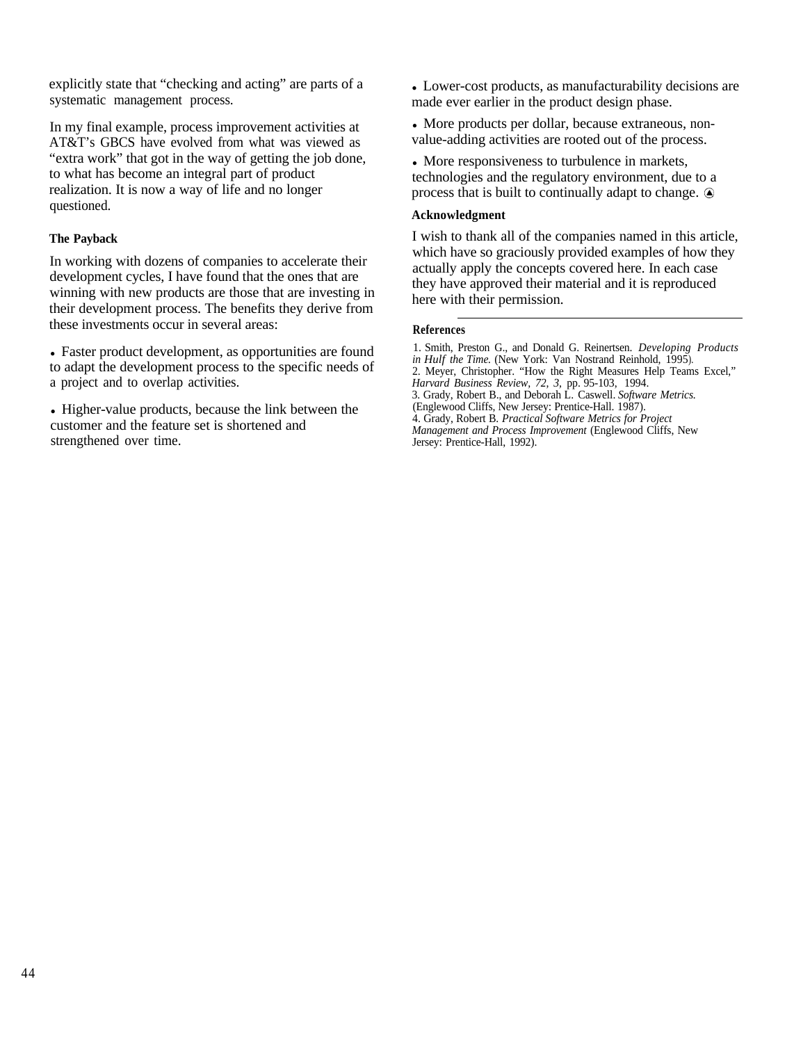explicitly state that "checking and acting" are parts of a systematic management process.

In my final example, process improvement activities at AT&T's GBCS have evolved from what was viewed as "extra work" that got in the way of getting the job done, to what has become an integral part of product realization. It is now a way of life and no longer questioned.

### The Payback

In working with dozens of companies to accelerate their development cycles, I have found that the ones that are winning with new products are those that are investing in their development process. The benefits they derive from these investments occur in several areas:

- Faster product development, as opportunities are found to adapt the development process to the specific needs of a project and to overlap activities.
- Higher-value products, because the link between the customer and the feature set is shortened and strengthened over time.
- Lower-cost products, as manufacturability decisions are made ever earlier in the product design phase.
- More products per dollar, because extraneous, non-value-adding activities are rooted out of the process.
- More responsiveness to turbulence in markets, technologies and the regulatory environment, due to a process that is built to continually adapt to change.

### Acknowledgment

I wish to thank all of the companies named in this article, which have so graciously provided examples of how they actually apply the concepts covered here. In each case they have approved their material and it is reproduced here with their permission.

### References

1. Smith, Preston G., and Donald G. Reinertsen. *Developing Products in Hulf the Time.* (New York: Van Nostrand Reinhold, 1995).
2. Meyer, Christopher. "How the Right Measures Help Teams Excel," *Harvard Business Review, 72, 3,* pp. 95-103, 1994.
3. Grady, Robert B., and Deborah L. Caswell. *Software Metrics.* (Englewood Cliffs, New Jersey: Prentice-Hall. 1987).
4. Grady, Robert B. *Practical Software Metrics for Project Management and Process Improvement* (Englewood Cliffs, New Jersey: Prentice-Hall, 1992).